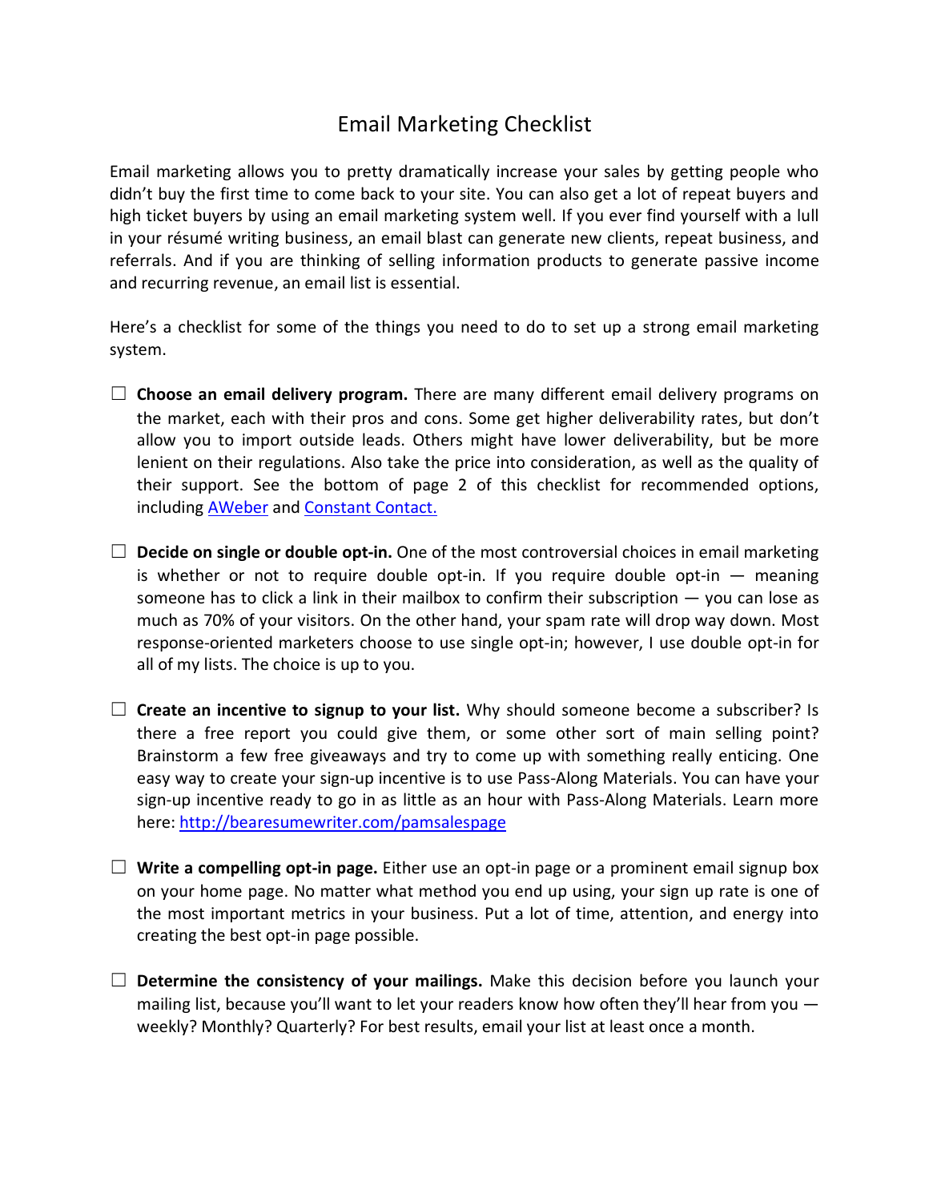# Email Marketing Checklist

Email marketing allows you to pretty dramatically increase your sales by getting people who didn't buy the first time to come back to your site. You can also get a lot of repeat buyers and high ticket buyers by using an email marketing system well. If you ever find yourself with a lull in your résumé writing business, an email blast can generate new clients, repeat business, and referrals. And if you are thinking of selling information products to generate passive income and recurring revenue, an email list is essential.

Here's a checklist for some of the things you need to do to set up a strong email marketing system.

- ☐ **Choose an email delivery program.** There are many different email delivery programs on the market, each with their pros and cons. Some get higher deliverability rates, but don't allow you to import outside leads. Others might have lower deliverability, but be more lenient on their regulations. Also take the price into consideration, as well as the quality of their support. See the bottom of page 2 of this checklist for recommended options, including AWeber and Constant Contact.

- ☐ **Decide on single or double opt-in.** One of the most controversial choices in email marketing is whether or not to require double opt-in. If you require double opt-in — meaning someone has to click a link in their mailbox to confirm their subscription — you can lose as much as 70% of your visitors. On the other hand, your spam rate will drop way down. Most response-oriented marketers choose to use single opt-in; however, I use double opt-in for all of my lists. The choice is up to you.

- ☐ **Create an incentive to signup to your list.** Why should someone become a subscriber? Is there a free report you could give them, or some other sort of main selling point? Brainstorm a few free giveaways and try to come up with something really enticing. One easy way to create your sign-up incentive is to use Pass-Along Materials. You can have your sign-up incentive ready to go in as little as an hour with Pass-Along Materials. Learn more here: http://bearesumewriter.com/pamsalespage

- ☐ **Write a compelling opt-in page.** Either use an opt-in page or a prominent email signup box on your home page. No matter what method you end up using, your sign up rate is one of the most important metrics in your business. Put a lot of time, attention, and energy into creating the best opt-in page possible.

- ☐ **Determine the consistency of your mailings.** Make this decision before you launch your mailing list, because you'll want to let your readers know how often they'll hear from you — weekly? Monthly? Quarterly? For best results, email your list at least once a month.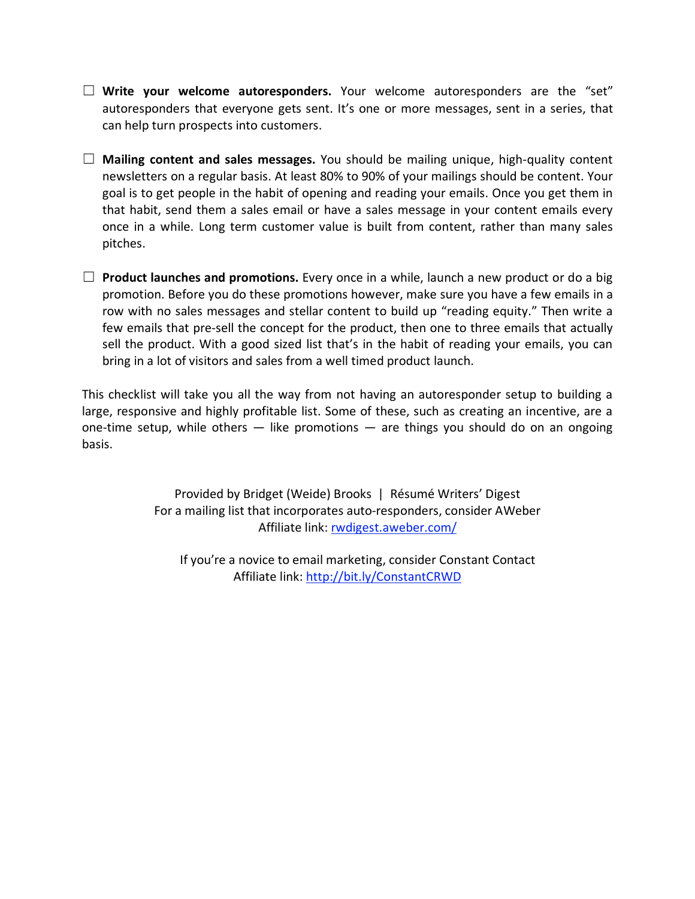- ☐ **Write your welcome autoresponders.** Your welcome autoresponders are the "set" autoresponders that everyone gets sent. It's one or more messages, sent in a series, that can help turn prospects into customers.

- ☐ **Mailing content and sales messages.** You should be mailing unique, high-quality content newsletters on a regular basis. At least 80% to 90% of your mailings should be content. Your goal is to get people in the habit of opening and reading your emails. Once you get them in that habit, send them a sales email or have a sales message in your content emails every once in a while. Long term customer value is built from content, rather than many sales pitches.

- ☐ **Product launches and promotions.** Every once in a while, launch a new product or do a big promotion. Before you do these promotions however, make sure you have a few emails in a row with no sales messages and stellar content to build up "reading equity." Then write a few emails that pre-sell the concept for the product, then one to three emails that actually sell the product. With a good sized list that's in the habit of reading your emails, you can bring in a lot of visitors and sales from a well timed product launch.

This checklist will take you all the way from not having an autoresponder setup to building a large, responsive and highly profitable list. Some of these, such as creating an incentive, are a one-time setup, while others — like promotions — are things you should do on an ongoing basis.

Provided by Bridget (Weide) Brooks | Résumé Writers' Digest
For a mailing list that incorporates auto-responders, consider AWeber
Affiliate link: [rwdigest.aweber.com/](rwdigest.aweber.com/)

If you're a novice to email marketing, consider Constant Contact
Affiliate link: [http://bit.ly/ConstantCRWD](http://bit.ly/ConstantCRWD)